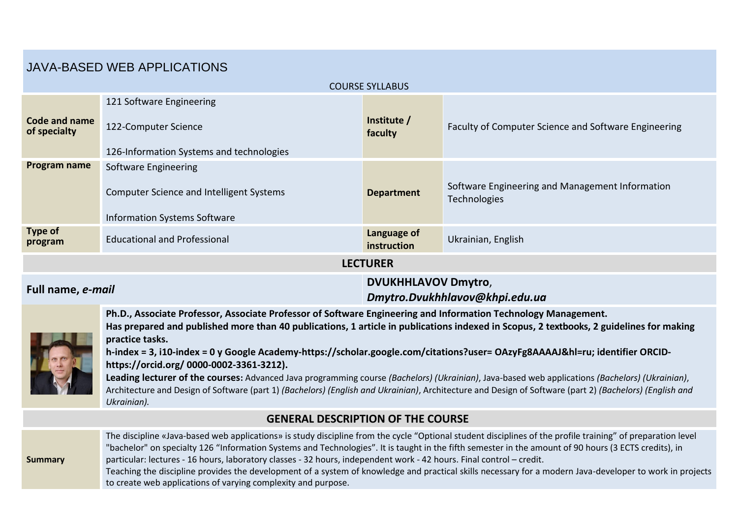# JAVA-BASED WEB APPLICATIONS

COURSE SYLLABUS

| **Code and name of specialty** | 121 Software Engineering<br><br>122-Computer Science<br><br>126-Information Systems and technologies | **Institute / faculty** | Faculty of Computer Science and Software Engineering |
|---|---|---|---|
| **Program name** | Software Engineering<br><br>Computer Science and Intelligent Systems<br><br>Information Systems Software | **Department** | Software Engineering and Management Information Technologies |
| **Type of program** | Educational and Professional | **Language of instruction** | Ukrainian, English |

## LECTURER

| **Full name, *e-mail*** | **DVUKHHLAVOV Dmytro**, ***Dmytro.Dvukhhlavov@khpi.edu.ua*** |
|---|---|

**Ph.D., Associate Professor, Associate Professor of Software Engineering and Information Technology Management.**
**Has prepared and published more than 40 publications, 1 article in publications indexed in Scopus, 2 textbooks, 2 guidelines for making practice tasks.**
**h-index = 3, i10-index = 0 у Google Academy-https://scholar.google.com/citations?user= OAzyFg8AAAAJ&hl=ru; identifier ORCID-https://orcid.org/ 0000-0002-3361-3212).**
**Leading lecturer of the courses:** Advanced Java programming course *(Bachelors) (Ukrainian)*, Java-based web applications *(Bachelors) (Ukrainian)*, Architecture and Design of Software (part 1) *(Bachelors) (English and Ukrainian)*, Architecture and Design of Software (part 2) *(Bachelors) (English and Ukrainian).*

## GENERAL DESCRIPTION OF THE COURSE

**Summary**

The discipline «Java-based web applications» is study discipline from the cycle "Optional student disciplines of the profile training" of preparation level "bachelor" on specialty 126 "Information Systems and Technologies". It is taught in the fifth semester in the amount of 90 hours (3 ECTS credits), in particular: lectures - 16 hours, laboratory classes - 32 hours, independent work - 42 hours. Final control – credit.
Teaching the discipline provides the development of a system of knowledge and practical skills necessary for a modern Java-developer to work in projects to create web applications of varying complexity and purpose.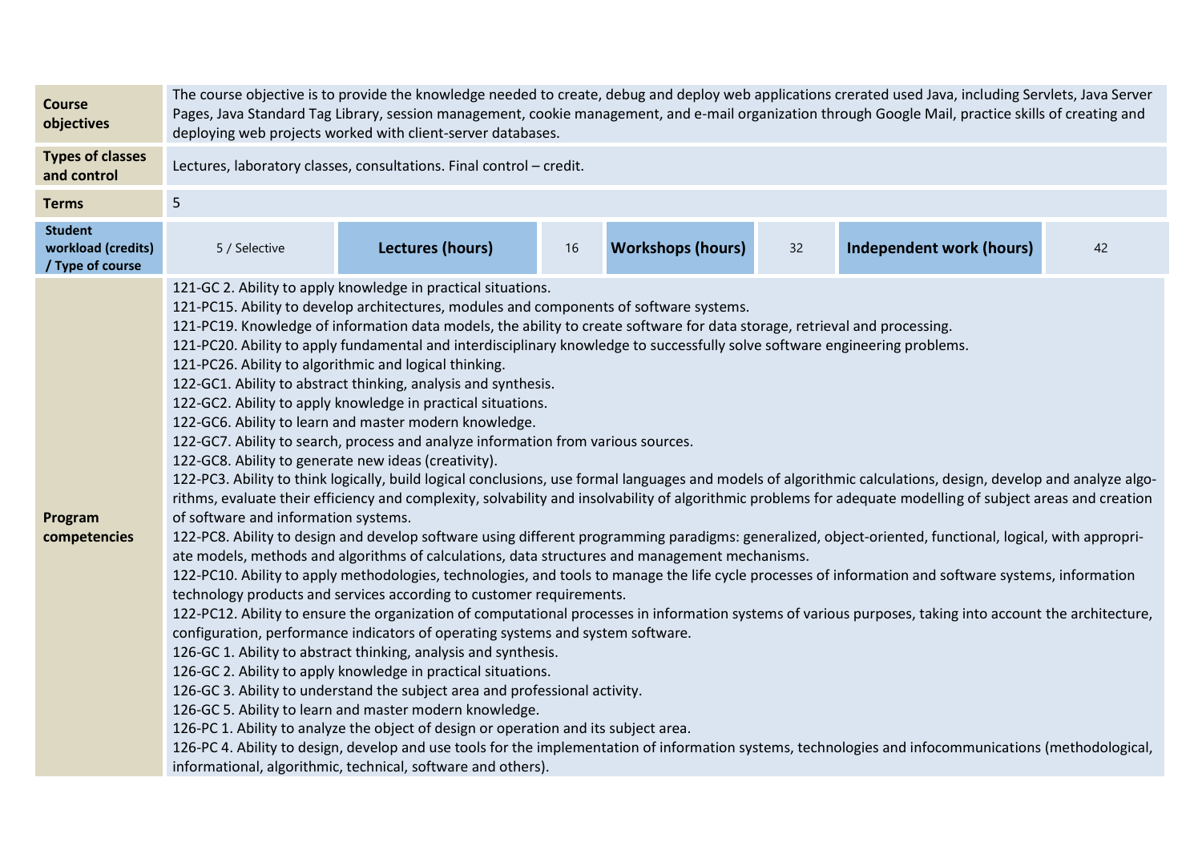| | | | | | | | |
|---|---|---|---|---|---|---|---|
| **Course objectives** | The course objective is to provide the knowledge needed to create, debug and deploy web applications crerated used Java, including Servlets, Java Server Pages, Java Standard Tag Library, session management, cookie management, and e-mail organization through Google Mail, practice skills of creating and deploying web projects worked with client-server databases. | | | | | | |
| **Types of classes and control** | Lectures, laboratory classes, consultations. Final control – credit. | | | | | | |
| **Terms** | 5 | | | | | | |
| **Student workload (credits) / Type of course** | 5 / Selective | **Lectures (hours)** | 16 | **Workshops (hours)** | 32 | **Independent work (hours)** | 42 |
| **Program competencies** | 121-GC 2. Ability to apply knowledge in practical situations.<br>121-PC15. Ability to develop architectures, modules and components of software systems.<br>121-PC19. Knowledge of information data models, the ability to create software for data storage, retrieval and processing.<br>121-PC20. Ability to apply fundamental and interdisciplinary knowledge to successfully solve software engineering problems.<br>121-PC26. Ability to algorithmic and logical thinking.<br>122-GC1. Ability to abstract thinking, analysis and synthesis.<br>122-GC2. Ability to apply knowledge in practical situations.<br>122-GC6. Ability to learn and master modern knowledge.<br>122-GC7. Ability to search, process and analyze information from various sources.<br>122-GC8. Ability to generate new ideas (creativity).<br>122-PC3. Ability to think logically, build logical conclusions, use formal languages and models of algorithmic calculations, design, develop and analyze algorithms, evaluate their efficiency and complexity, solvability and insolvability of algorithmic problems for adequate modelling of subject areas and creation of software and information systems.<br>122-PC8. Ability to design and develop software using different programming paradigms: generalized, object-oriented, functional, logical, with appropriate models, methods and algorithms of calculations, data structures and management mechanisms.<br>122-PC10. Ability to apply methodologies, technologies, and tools to manage the life cycle processes of information and software systems, information technology products and services according to customer requirements.<br>122-PC12. Ability to ensure the organization of computational processes in information systems of various purposes, taking into account the architecture, configuration, performance indicators of operating systems and system software.<br>126-GC 1. Ability to abstract thinking, analysis and synthesis.<br>126-GC 2. Ability to apply knowledge in practical situations.<br>126-GC 3. Ability to understand the subject area and professional activity.<br>126-GC 5. Ability to learn and master modern knowledge.<br>126-PC 1. Ability to analyze the object of design or operation and its subject area.<br>126-PC 4. Ability to design, develop and use tools for the implementation of information systems, technologies and infocommunications (methodological, informational, algorithmic, technical, software and others). | | | | | | |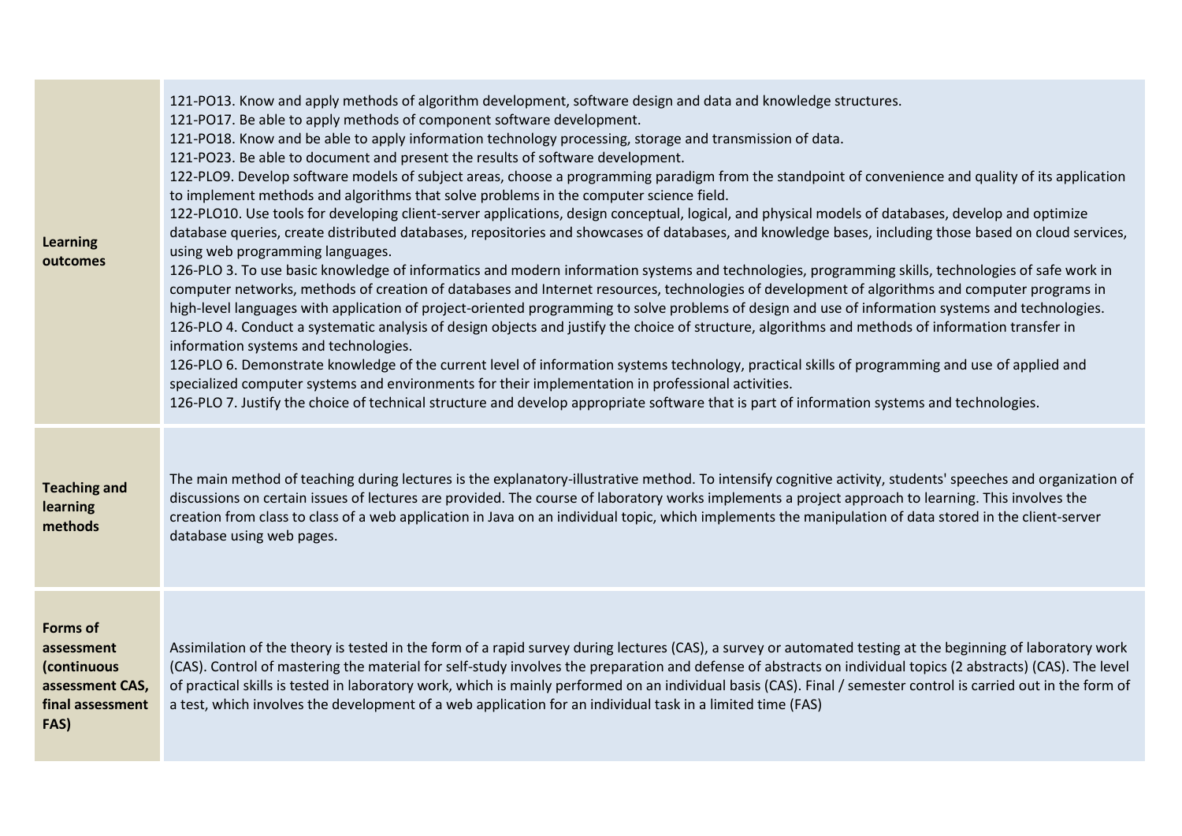| | |
|---|---|
| **Learning outcomes** | 121-PO13. Know and apply methods of algorithm development, software design and data and knowledge structures.<br>121-PO17. Be able to apply methods of component software development.<br>121-PO18. Know and be able to apply information technology processing, storage and transmission of data.<br>121-PO23. Be able to document and present the results of software development.<br>122-PLO9. Develop software models of subject areas, choose a programming paradigm from the standpoint of convenience and quality of its application to implement methods and algorithms that solve problems in the computer science field.<br>122-PLO10. Use tools for developing client-server applications, design conceptual, logical, and physical models of databases, develop and optimize database queries, create distributed databases, repositories and showcases of databases, and knowledge bases, including those based on cloud services, using web programming languages.<br>126-PLO 3. To use basic knowledge of informatics and modern information systems and technologies, programming skills, technologies of safe work in computer networks, methods of creation of databases and Internet resources, technologies of development of algorithms and computer programs in high-level languages with application of project-oriented programming to solve problems of design and use of information systems and technologies.<br>126-PLO 4. Conduct a systematic analysis of design objects and justify the choice of structure, algorithms and methods of information transfer in information systems and technologies.<br>126-PLO 6. Demonstrate knowledge of the current level of information systems technology, practical skills of programming and use of applied and specialized computer systems and environments for their implementation in professional activities.<br>126-PLO 7. Justify the choice of technical structure and develop appropriate software that is part of information systems and technologies. |
| **Teaching and learning methods** | The main method of teaching during lectures is the explanatory-illustrative method. To intensify cognitive activity, students' speeches and organization of discussions on certain issues of lectures are provided. The course of laboratory works implements a project approach to learning. This involves the creation from class to class of a web application in Java on an individual topic, which implements the manipulation of data stored in the client-server database using web pages. |
| **Forms of assessment (continuous assessment CAS, final assessment FAS)** | Assimilation of the theory is tested in the form of a rapid survey during lectures (CAS), a survey or automated testing at the beginning of laboratory work (CAS). Control of mastering the material for self-study involves the preparation and defense of abstracts on individual topics (2 abstracts) (CAS). The level of practical skills is tested in laboratory work, which is mainly performed on an individual basis (CAS). Final / semester control is carried out in the form of a test, which involves the development of a web application for an individual task in a limited time (FAS) |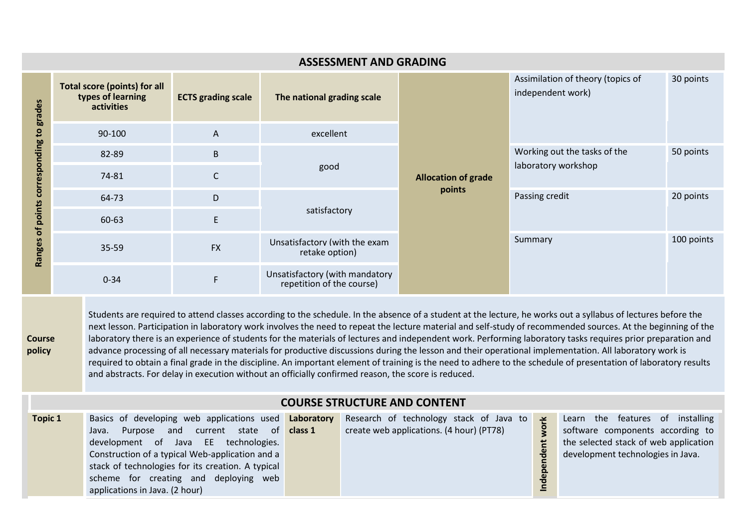## ASSESSMENT AND GRADING

| Ranges of points corresponding to grades | Total score (points) for all types of learning activities | ECTS grading scale | The national grading scale | Allocation of grade points | | |
|---|---|---|---|---|---|---|
| | 90-100 | A | excellent | | Assimilation of theory (topics of independent work) | 30 points |
| | 82-89 | B | good | | Working out the tasks of the laboratory workshop | 50 points |
| | 74-81 | C | | | | |
| | 64-73 | D | satisfactory | | Passing credit | 20 points |
| | 60-63 | E | | | | |
| | 35-59 | FX | Unsatisfactory (with the exam retake option) | | Summary | 100 points |
| | 0-34 | F | Unsatisfactory (with mandatory repetition of the course) | | | |

**Course policy**

Students are required to attend classes according to the schedule. In the absence of a student at the lecture, he works out a syllabus of lectures before the next lesson. Participation in laboratory work involves the need to repeat the lecture material and self-study of recommended sources. At the beginning of the laboratory there is an experience of students for the materials of lectures and independent work. Performing laboratory tasks requires prior preparation and advance processing of all necessary materials for productive discussions during the lesson and their operational implementation. All laboratory work is required to obtain a final grade in the discipline. An important element of training is the need to adhere to the schedule of presentation of laboratory results and abstracts. For delay in execution without an officially confirmed reason, the score is reduced.

## COURSE STRUCTURE AND CONTENT

| Topic | Content | Laboratory class | Content | | Independent work |
|---|---|---|---|---|---|
| **Topic 1** | Basics of developing web applications used Java. Purpose and current state of development of Java EE technologies. Construction of a typical Web-application and a stack of technologies for its creation. A typical scheme for creating and deploying web applications in Java. (2 hour) | **Laboratory class 1** | Research of technology stack of Java to create web applications. (4 hour) (PT78) | **Independent work** | Learn the features of installing software components according to the selected stack of web application development technologies in Java. |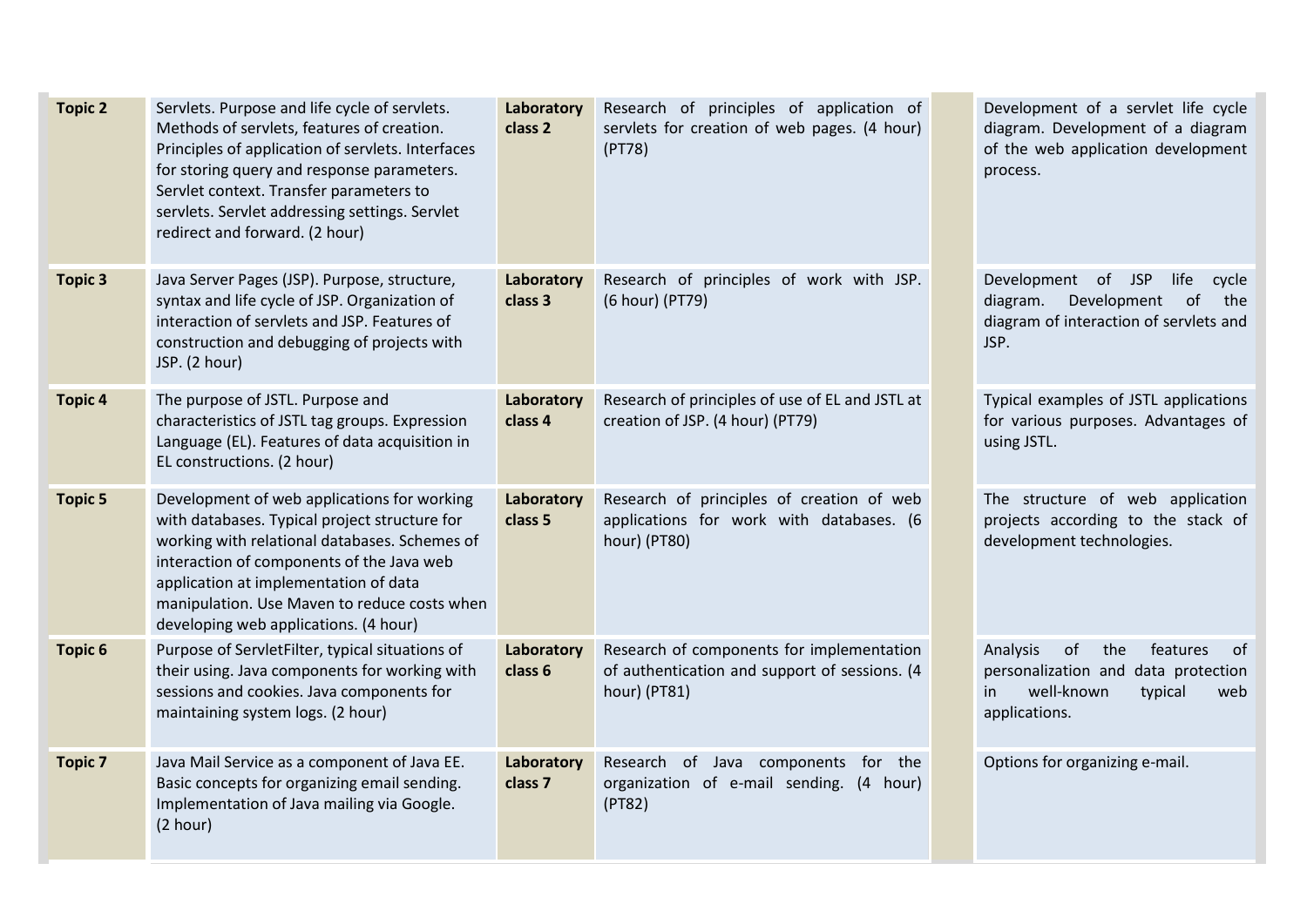| | | | | | |
|---|---|---|---|---|---|
| **Topic 2** | Servlets. Purpose and life cycle of servlets. Methods of servlets, features of creation. Principles of application of servlets. Interfaces for storing query and response parameters. Servlet context. Transfer parameters to servlets. Servlet addressing settings. Servlet redirect and forward. (2 hour) | **Laboratory class 2** | Research of principles of application of servlets for creation of web pages. (4 hour) (PT78) | | Development of a servlet life cycle diagram. Development of a diagram of the web application development process. |
| **Topic 3** | Java Server Pages (JSP). Purpose, structure, syntax and life cycle of JSP. Organization of interaction of servlets and JSP. Features of construction and debugging of projects with JSP. (2 hour) | **Laboratory class 3** | Research of principles of work with JSP. (6 hour) (PT79) | | Development of JSP life cycle diagram. Development of the diagram of interaction of servlets and JSP. |
| **Topic 4** | The purpose of JSTL. Purpose and characteristics of JSTL tag groups. Expression Language (EL). Features of data acquisition in EL constructions. (2 hour) | **Laboratory class 4** | Research of principles of use of EL and JSTL at creation of JSP. (4 hour) (PT79) | | Typical examples of JSTL applications for various purposes. Advantages of using JSTL. |
| **Topic 5** | Development of web applications for working with databases. Typical project structure for working with relational databases. Schemes of interaction of components of the Java web application at implementation of data manipulation. Use Maven to reduce costs when developing web applications. (4 hour) | **Laboratory class 5** | Research of principles of creation of web applications for work with databases. (6 hour) (PT80) | | The structure of web application projects according to the stack of development technologies. |
| **Topic 6** | Purpose of ServletFilter, typical situations of their using. Java components for working with sessions and cookies. Java components for maintaining system logs. (2 hour) | **Laboratory class 6** | Research of components for implementation of authentication and support of sessions. (4 hour) (PT81) | | Analysis of the features of personalization and data protection in well-known typical web applications. |
| **Topic 7** | Java Mail Service as a component of Java EE. Basic concepts for organizing email sending. Implementation of Java mailing via Google. (2 hour) | **Laboratory class 7** | Research of Java components for the organization of e-mail sending. (4 hour) (PT82) | | Options for organizing e-mail. |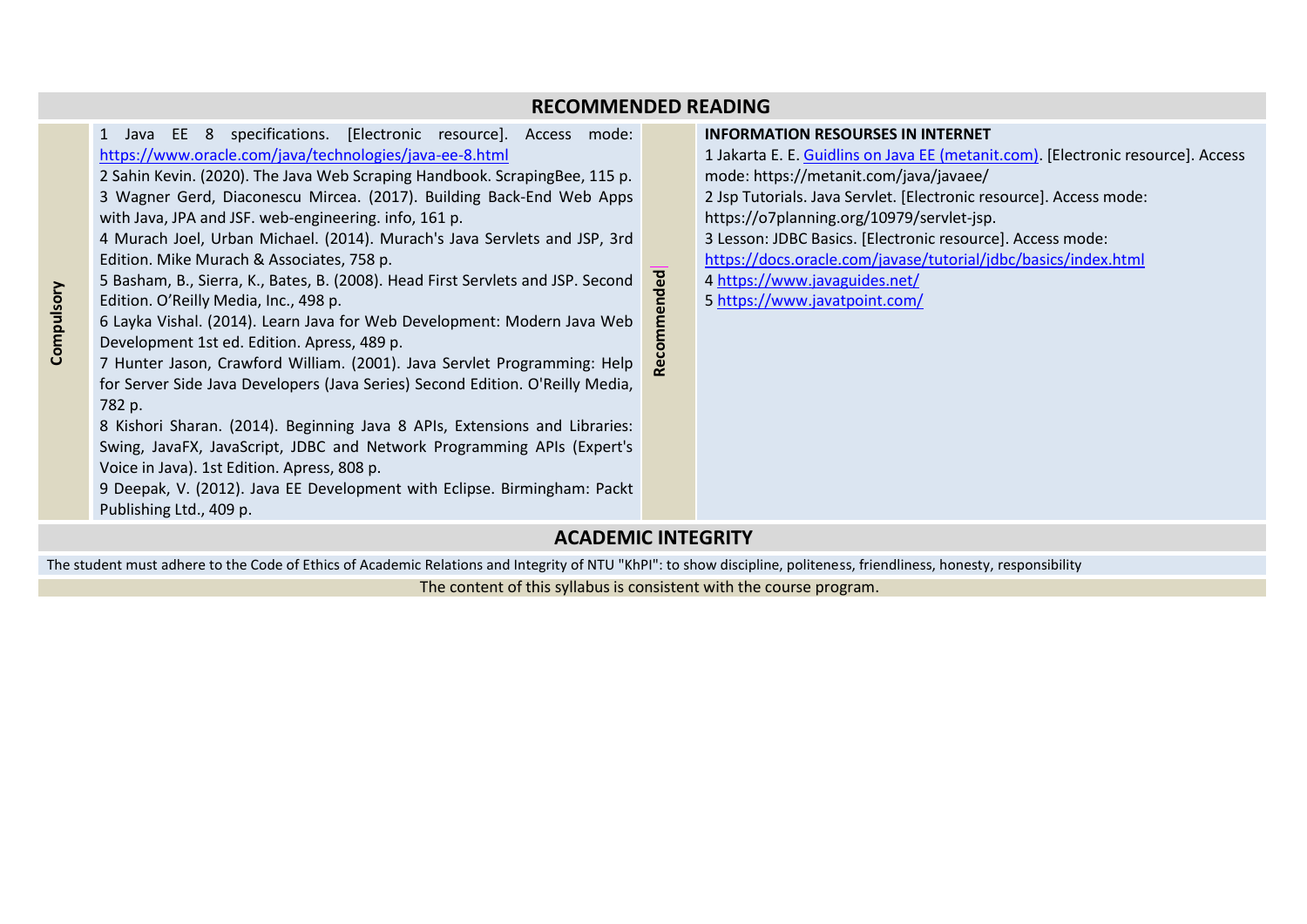## RECOMMENDED READING

**Compulsory**

1 Java EE 8 specifications. [Electronic resource]. Access mode: https://www.oracle.com/java/technologies/java-ee-8.html
2 Sahin Kevin. (2020). The Java Web Scraping Handbook. ScrapingBee, 115 p.
3 Wagner Gerd, Diaconescu Mircea. (2017). Building Back-End Web Apps with Java, JPA and JSF. web-engineering. info, 161 p.
4 Murach Joel, Urban Michael. (2014). Murach's Java Servlets and JSP, 3rd Edition. Mike Murach & Associates, 758 p.
5 Basham, B., Sierra, K., Bates, B. (2008). Head First Servlets and JSP. Second Edition. O'Reilly Media, Inc., 498 p.
6 Layka Vishal. (2014). Learn Java for Web Development: Modern Java Web Development 1st ed. Edition. Apress, 489 p.
7 Hunter Jason, Crawford William. (2001). Java Servlet Programming: Help for Server Side Java Developers (Java Series) Second Edition. O'Reilly Media, 782 p.
8 Kishori Sharan. (2014). Beginning Java 8 APIs, Extensions and Libraries: Swing, JavaFX, JavaScript, JDBC and Network Programming APIs (Expert's Voice in Java). 1st Edition. Apress, 808 p.
9 Deepak, V. (2012). Java EE Development with Eclipse. Birmingham: Packt Publishing Ltd., 409 p.

**Recommended**

**INFORMATION RESOURSES IN INTERNET**

1 Jakarta E. E. Guidlins on Java EE (metanit.com). [Electronic resource]. Access mode: https://metanit.com/java/javaee/
2 Jsp Tutorials. Java Servlet. [Electronic resource]. Access mode: https://o7planning.org/10979/servlet-jsp.
3 Lesson: JDBC Basics. [Electronic resource]. Access mode: https://docs.oracle.com/javase/tutorial/jdbc/basics/index.html
4 https://www.javaguides.net/
5 https://www.javatpoint.com/

## ACADEMIC INTEGRITY

The student must adhere to the Code of Ethics of Academic Relations and Integrity of NTU "KhPI": to show discipline, politeness, friendliness, honesty, responsibility

The content of this syllabus is consistent with the course program.